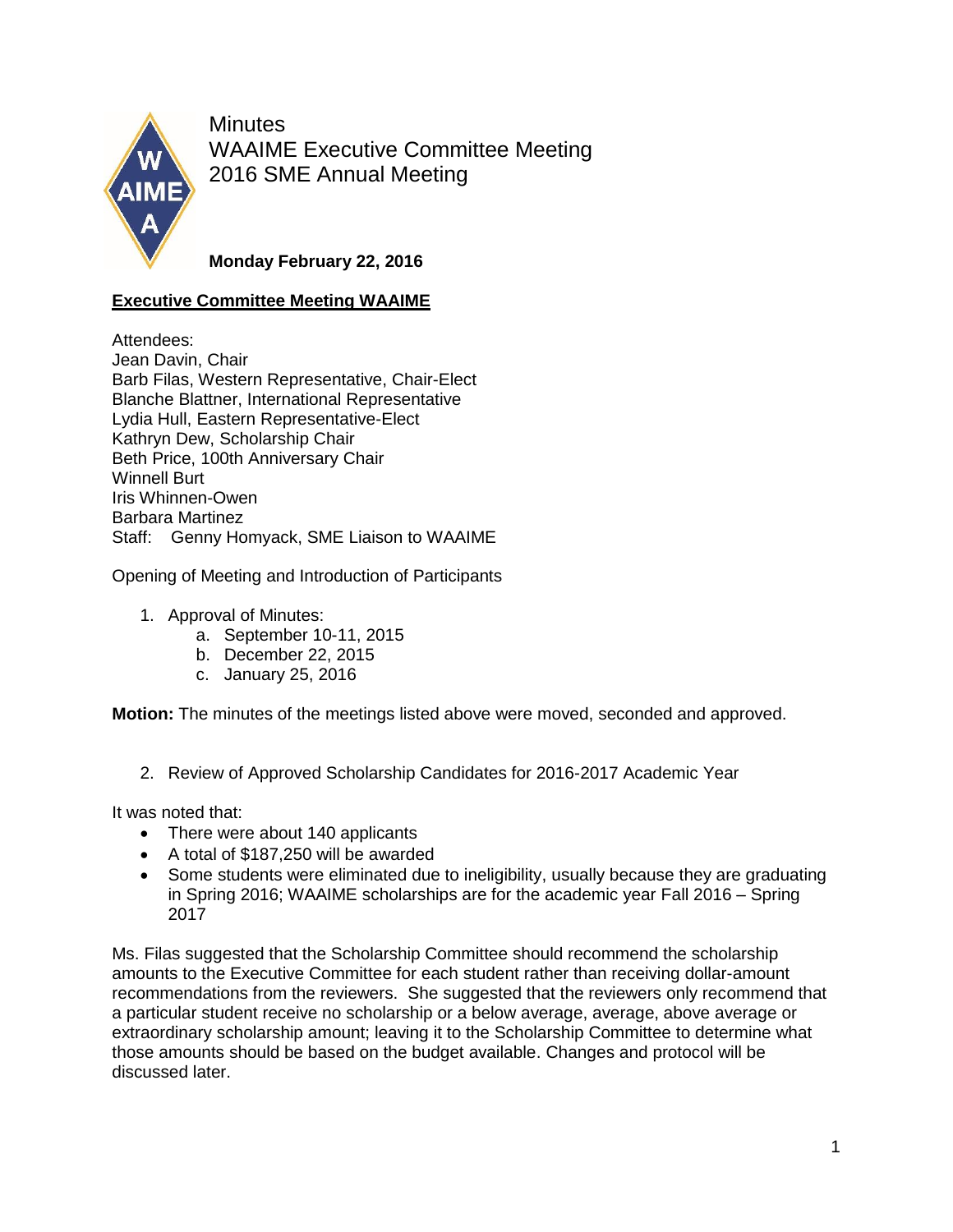# Minutes
## WAAIME Executive Committee Meeting
## 2016 SME Annual Meeting

**Monday February 22, 2016**

**Executive Committee Meeting WAAIME**

Attendees:
Jean Davin, Chair
Barb Filas, Western Representative, Chair-Elect
Blanche Blattner, International Representative
Lydia Hull, Eastern Representative-Elect
Kathryn Dew, Scholarship Chair
Beth Price, 100th Anniversary Chair
Winnell Burt
Iris Whinnen-Owen
Barbara Martinez
Staff: Genny Homyack, SME Liaison to WAAIME

Opening of Meeting and Introduction of Participants

1. Approval of Minutes:
   a. September 10-11, 2015
   b. December 22, 2015
   c. January 25, 2016

**Motion:** The minutes of the meetings listed above were moved, seconded and approved.

2. Review of Approved Scholarship Candidates for 2016-2017 Academic Year

It was noted that:

- There were about 140 applicants
- A total of $187,250 will be awarded
- Some students were eliminated due to ineligibility, usually because they are graduating in Spring 2016; WAAIME scholarships are for the academic year Fall 2016 – Spring 2017

Ms. Filas suggested that the Scholarship Committee should recommend the scholarship amounts to the Executive Committee for each student rather than receiving dollar-amount recommendations from the reviewers. She suggested that the reviewers only recommend that a particular student receive no scholarship or a below average, average, above average or extraordinary scholarship amount; leaving it to the Scholarship Committee to determine what those amounts should be based on the budget available. Changes and protocol will be discussed later.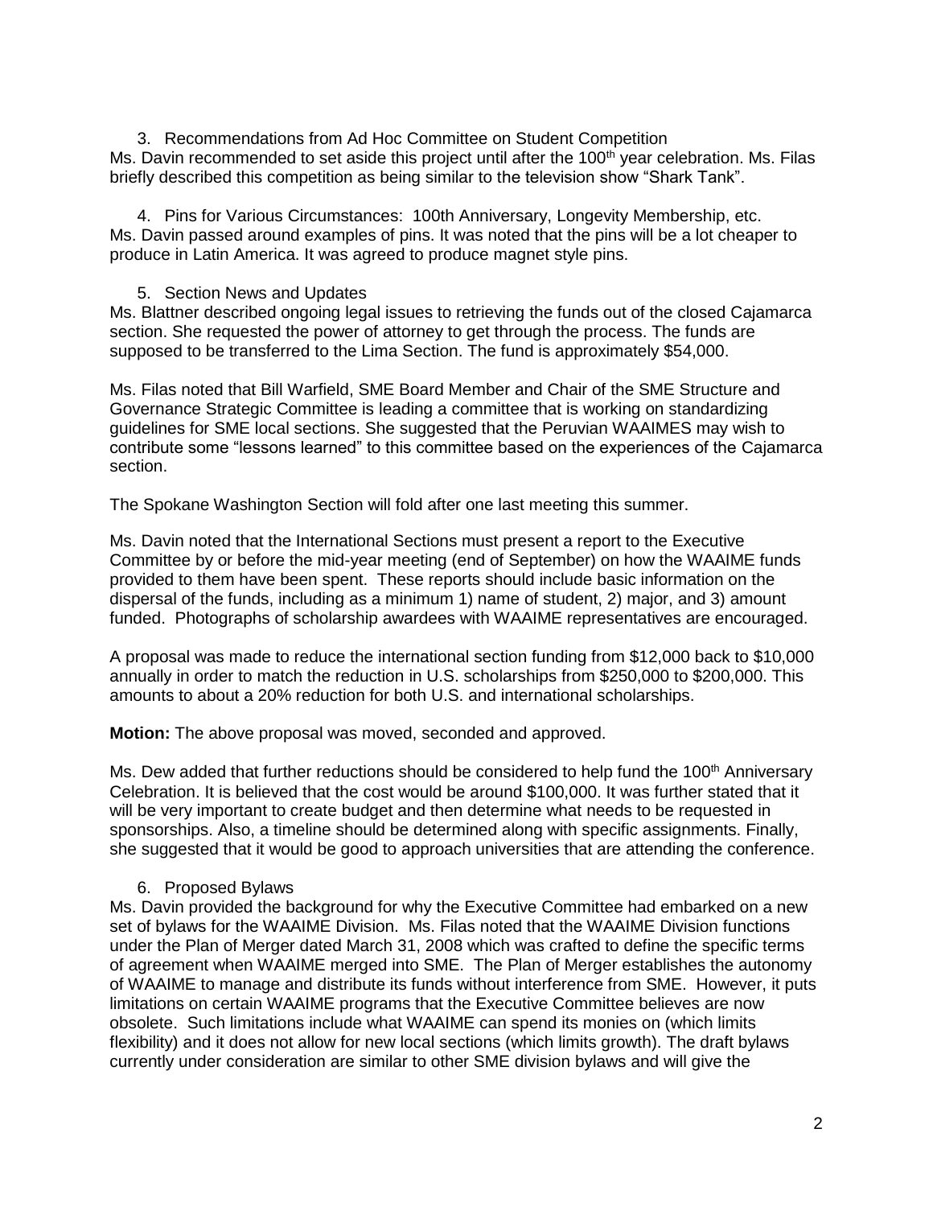3. Recommendations from Ad Hoc Committee on Student Competition

Ms. Davin recommended to set aside this project until after the 100th year celebration. Ms. Filas briefly described this competition as being similar to the television show "Shark Tank".

4. Pins for Various Circumstances: 100th Anniversary, Longevity Membership, etc.

Ms. Davin passed around examples of pins. It was noted that the pins will be a lot cheaper to produce in Latin America. It was agreed to produce magnet style pins.

5. Section News and Updates

Ms. Blattner described ongoing legal issues to retrieving the funds out of the closed Cajamarca section. She requested the power of attorney to get through the process. The funds are supposed to be transferred to the Lima Section. The fund is approximately $54,000.

Ms. Filas noted that Bill Warfield, SME Board Member and Chair of the SME Structure and Governance Strategic Committee is leading a committee that is working on standardizing guidelines for SME local sections. She suggested that the Peruvian WAAIMES may wish to contribute some "lessons learned" to this committee based on the experiences of the Cajamarca section.

The Spokane Washington Section will fold after one last meeting this summer.

Ms. Davin noted that the International Sections must present a report to the Executive Committee by or before the mid-year meeting (end of September) on how the WAAIME funds provided to them have been spent. These reports should include basic information on the dispersal of the funds, including as a minimum 1) name of student, 2) major, and 3) amount funded. Photographs of scholarship awardees with WAAIME representatives are encouraged.

A proposal was made to reduce the international section funding from $12,000 back to $10,000 annually in order to match the reduction in U.S. scholarships from $250,000 to $200,000. This amounts to about a 20% reduction for both U.S. and international scholarships.

**Motion:** The above proposal was moved, seconded and approved.

Ms. Dew added that further reductions should be considered to help fund the 100th Anniversary Celebration. It is believed that the cost would be around $100,000. It was further stated that it will be very important to create budget and then determine what needs to be requested in sponsorships. Also, a timeline should be determined along with specific assignments. Finally, she suggested that it would be good to approach universities that are attending the conference.

6. Proposed Bylaws

Ms. Davin provided the background for why the Executive Committee had embarked on a new set of bylaws for the WAAIME Division. Ms. Filas noted that the WAAIME Division functions under the Plan of Merger dated March 31, 2008 which was crafted to define the specific terms of agreement when WAAIME merged into SME. The Plan of Merger establishes the autonomy of WAAIME to manage and distribute its funds without interference from SME. However, it puts limitations on certain WAAIME programs that the Executive Committee believes are now obsolete. Such limitations include what WAAIME can spend its monies on (which limits flexibility) and it does not allow for new local sections (which limits growth). The draft bylaws currently under consideration are similar to other SME division bylaws and will give the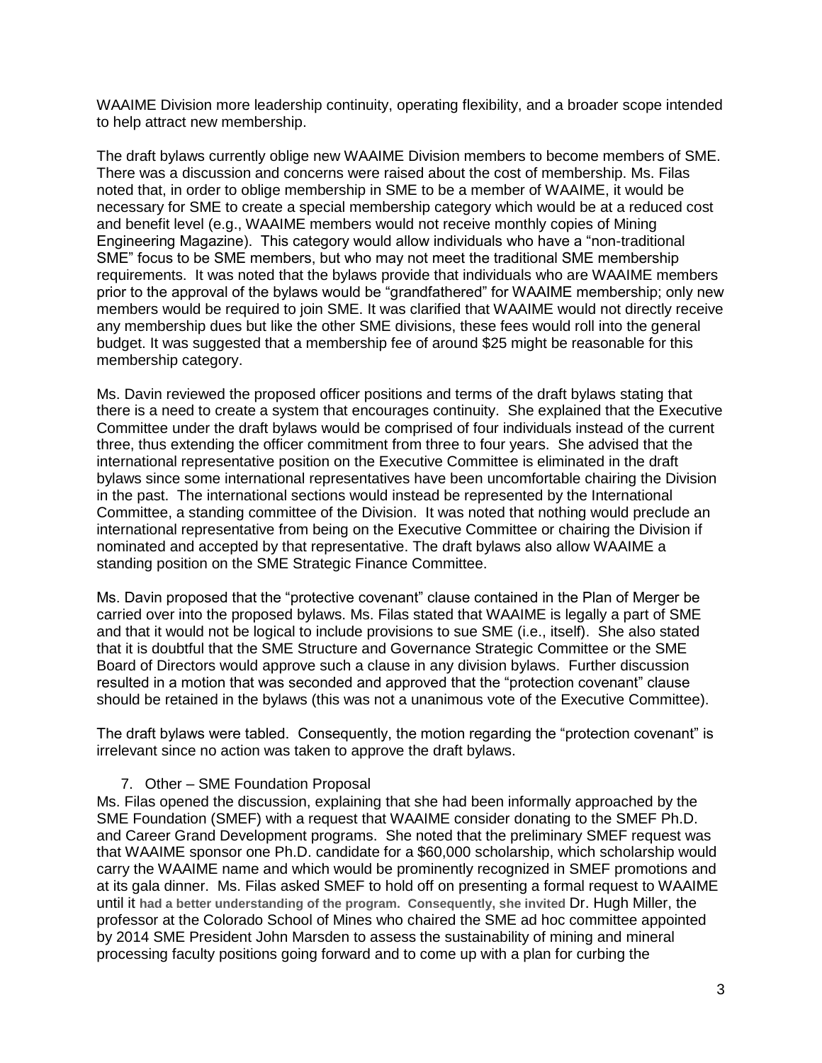WAAIME Division more leadership continuity, operating flexibility, and a broader scope intended to help attract new membership.

The draft bylaws currently oblige new WAAIME Division members to become members of SME. There was a discussion and concerns were raised about the cost of membership. Ms. Filas noted that, in order to oblige membership in SME to be a member of WAAIME, it would be necessary for SME to create a special membership category which would be at a reduced cost and benefit level (e.g., WAAIME members would not receive monthly copies of Mining Engineering Magazine). This category would allow individuals who have a "non-traditional SME" focus to be SME members, but who may not meet the traditional SME membership requirements. It was noted that the bylaws provide that individuals who are WAAIME members prior to the approval of the bylaws would be "grandfathered" for WAAIME membership; only new members would be required to join SME. It was clarified that WAAIME would not directly receive any membership dues but like the other SME divisions, these fees would roll into the general budget. It was suggested that a membership fee of around $25 might be reasonable for this membership category.

Ms. Davin reviewed the proposed officer positions and terms of the draft bylaws stating that there is a need to create a system that encourages continuity. She explained that the Executive Committee under the draft bylaws would be comprised of four individuals instead of the current three, thus extending the officer commitment from three to four years. She advised that the international representative position on the Executive Committee is eliminated in the draft bylaws since some international representatives have been uncomfortable chairing the Division in the past. The international sections would instead be represented by the International Committee, a standing committee of the Division. It was noted that nothing would preclude an international representative from being on the Executive Committee or chairing the Division if nominated and accepted by that representative. The draft bylaws also allow WAAIME a standing position on the SME Strategic Finance Committee.

Ms. Davin proposed that the "protective covenant" clause contained in the Plan of Merger be carried over into the proposed bylaws. Ms. Filas stated that WAAIME is legally a part of SME and that it would not be logical to include provisions to sue SME (i.e., itself). She also stated that it is doubtful that the SME Structure and Governance Strategic Committee or the SME Board of Directors would approve such a clause in any division bylaws. Further discussion resulted in a motion that was seconded and approved that the "protection covenant" clause should be retained in the bylaws (this was not a unanimous vote of the Executive Committee).

The draft bylaws were tabled. Consequently, the motion regarding the "protection covenant" is irrelevant since no action was taken to approve the draft bylaws.

7. Other – SME Foundation Proposal

Ms. Filas opened the discussion, explaining that she had been informally approached by the SME Foundation (SMEF) with a request that WAAIME consider donating to the SMEF Ph.D. and Career Grand Development programs. She noted that the preliminary SMEF request was that WAAIME sponsor one Ph.D. candidate for a $60,000 scholarship, which scholarship would carry the WAAIME name and which would be prominently recognized in SMEF promotions and at its gala dinner. Ms. Filas asked SMEF to hold off on presenting a formal request to WAAIME until it had a better understanding of the program. Consequently, she invited Dr. Hugh Miller, the professor at the Colorado School of Mines who chaired the SME ad hoc committee appointed by 2014 SME President John Marsden to assess the sustainability of mining and mineral processing faculty positions going forward and to come up with a plan for curbing the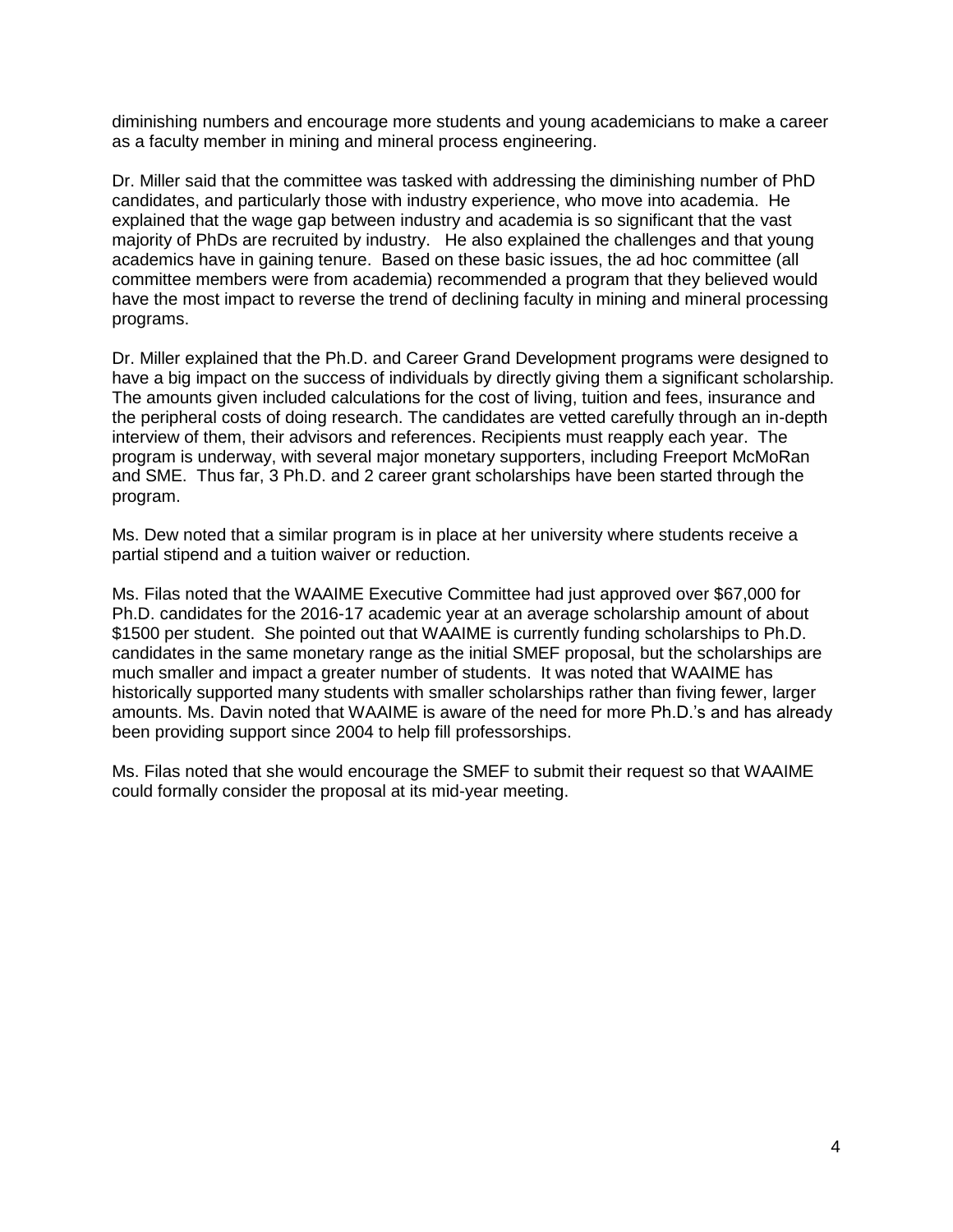diminishing numbers and encourage more students and young academicians to make a career as a faculty member in mining and mineral process engineering.

Dr. Miller said that the committee was tasked with addressing the diminishing number of PhD candidates, and particularly those with industry experience, who move into academia. He explained that the wage gap between industry and academia is so significant that the vast majority of PhDs are recruited by industry. He also explained the challenges and that young academics have in gaining tenure. Based on these basic issues, the ad hoc committee (all committee members were from academia) recommended a program that they believed would have the most impact to reverse the trend of declining faculty in mining and mineral processing programs.

Dr. Miller explained that the Ph.D. and Career Grand Development programs were designed to have a big impact on the success of individuals by directly giving them a significant scholarship. The amounts given included calculations for the cost of living, tuition and fees, insurance and the peripheral costs of doing research. The candidates are vetted carefully through an in-depth interview of them, their advisors and references. Recipients must reapply each year. The program is underway, with several major monetary supporters, including Freeport McMoRan and SME. Thus far, 3 Ph.D. and 2 career grant scholarships have been started through the program.

Ms. Dew noted that a similar program is in place at her university where students receive a partial stipend and a tuition waiver or reduction.

Ms. Filas noted that the WAAIME Executive Committee had just approved over $67,000 for Ph.D. candidates for the 2016-17 academic year at an average scholarship amount of about $1500 per student. She pointed out that WAAIME is currently funding scholarships to Ph.D. candidates in the same monetary range as the initial SMEF proposal, but the scholarships are much smaller and impact a greater number of students. It was noted that WAAIME has historically supported many students with smaller scholarships rather than fiving fewer, larger amounts. Ms. Davin noted that WAAIME is aware of the need for more Ph.D.'s and has already been providing support since 2004 to help fill professorships.

Ms. Filas noted that she would encourage the SMEF to submit their request so that WAAIME could formally consider the proposal at its mid-year meeting.